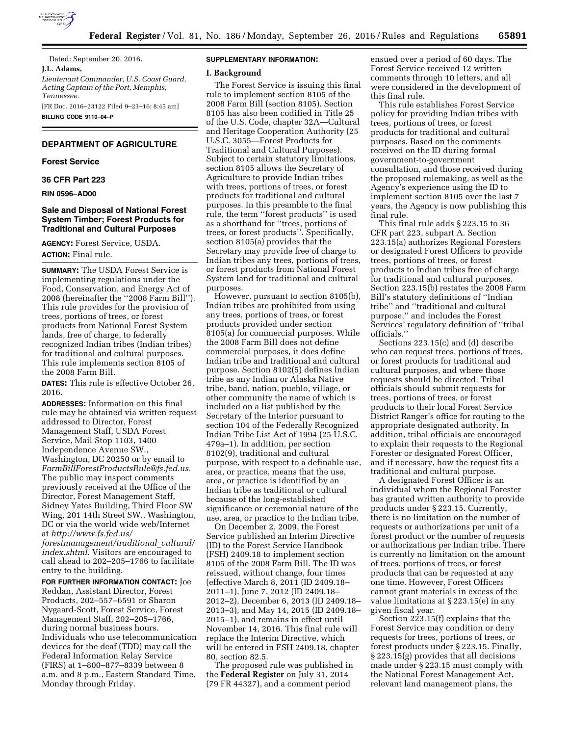Dated: September 20, 2016.

**J.L. Adams,**

*Lieutenant Commander, U.S. Coast Guard, Acting Captain of the Port, Memphis, Tennessee.*

[FR Doc. 2016–23122 Filed 9–23–16; 8:45 am]

**BILLING CODE 9110–04–P**

## DEPARTMENT OF AGRICULTURE

### Forest Service

### 36 CFR Part 223

### RIN 0596–AD00

## Sale and Disposal of National Forest System Timber; Forest Products for Traditional and Cultural Purposes

**AGENCY:** Forest Service, USDA.

**ACTION:** Final rule.

**SUMMARY:** The USDA Forest Service is implementing regulations under the Food, Conservation, and Energy Act of 2008 (hereinafter the ''2008 Farm Bill''). This rule provides for the provision of trees, portions of trees, or forest products from National Forest System lands, free of charge, to federally recognized Indian tribes (Indian tribes) for traditional and cultural purposes. This rule implements section 8105 of the 2008 Farm Bill.

**DATES:** This rule is effective October 26, 2016.

**ADDRESSES:** Information on this final rule may be obtained via written request addressed to Director, Forest Management Staff, USDA Forest Service, Mail Stop 1103, 1400 Independence Avenue SW., Washington, DC 20250 or by email to *FarmBillForestProductsRule@fs.fed.us.* The public may inspect comments previously received at the Office of the Director, Forest Management Staff, Sidney Yates Building, Third Floor SW Wing, 201 14th Street SW., Washington, DC or via the world wide web/Internet at *http://www.fs.fed.us/forestmanagement/traditional_cultural/index.shtml.* Visitors are encouraged to call ahead to 202–205–1766 to facilitate entry to the building.

**FOR FURTHER INFORMATION CONTACT:** Joe Reddan, Assistant Director, Forest Products, 202–557–6591 or Sharon Nygaard-Scott, Forest Service, Forest Management Staff, 202–205–1766, during normal business hours. Individuals who use telecommunication devices for the deaf (TDD) may call the Federal Information Relay Service (FIRS) at 1–800–877–8339 between 8 a.m. and 8 p.m., Eastern Standard Time, Monday through Friday.

**SUPPLEMENTARY INFORMATION:**

### I. Background

The Forest Service is issuing this final rule to implement section 8105 of the 2008 Farm Bill (section 8105). Section 8105 has also been codified in Title 25 of the U.S. Code, chapter 32A—Cultural and Heritage Cooperation Authority (25 U.S.C. 3055—Forest Products for Traditional and Cultural Purposes). Subject to certain statutory limitations, section 8105 allows the Secretary of Agriculture to provide Indian tribes with trees, portions of trees, or forest products for traditional and cultural purposes. In this preamble to the final rule, the term ''forest products'' is used as a shorthand for ''trees, portions of trees, or forest products''. Specifically, section 8105(a) provides that the Secretary may provide free of charge to Indian tribes any trees, portions of trees, or forest products from National Forest System land for traditional and cultural purposes.

However, pursuant to section 8105(b), Indian tribes are prohibited from using any trees, portions of trees, or forest products provided under section 8105(a) for commercial purposes. While the 2008 Farm Bill does not define commercial purposes, it does define Indian tribe and traditional and cultural purpose. Section 8102(5) defines Indian tribe as any Indian or Alaska Native tribe, band, nation, pueblo, village, or other community the name of which is included on a list published by the Secretary of the Interior pursuant to section 104 of the Federally Recognized Indian Tribe List Act of 1994 (25 U.S.C. 479a–1). In addition, per section 8102(9), traditional and cultural purpose, with respect to a definable use, area, or practice, means that the use, area, or practice is identified by an Indian tribe as traditional or cultural because of the long-established significance or ceremonial nature of the use, area, or practice to the Indian tribe.

On December 2, 2009, the Forest Service published an Interim Directive (ID) to the Forest Service Handbook (FSH) 2409.18 to implement section 8105 of the 2008 Farm Bill. The ID was reissued, without change, four times (effective March 8, 2011 (ID 2409.18–2011–1), June 7, 2012 (ID 2409.18–2012–2), December 6, 2013 (ID 2409.18–2013–3), and May 14, 2015 (ID 2409.18–2015–1), and remains in effect until November 14, 2016. This final rule will replace the Interim Directive, which will be entered in FSH 2409.18, chapter 80, section 82.5.

The proposed rule was published in the **Federal Register** on July 31, 2014 (79 FR 44327), and a comment period ensued over a period of 60 days. The Forest Service received 12 written comments through 10 letters, and all were considered in the development of this final rule.

This rule establishes Forest Service policy for providing Indian tribes with trees, portions of trees, or forest products for traditional and cultural purposes. Based on the comments received on the ID during formal government-to-government consultation, and those received during the proposed rulemaking, as well as the Agency's experience using the ID to implement section 8105 over the last 7 years, the Agency is now publishing this final rule.

This final rule adds § 223.15 to 36 CFR part 223, subpart A. Section 223.15(a) authorizes Regional Foresters or designated Forest Officers to provide trees, portions of trees, or forest products to Indian tribes free of charge for traditional and cultural purposes. Section 223.15(b) restates the 2008 Farm Bill's statutory definitions of ''Indian tribe'' and ''traditional and cultural purpose,'' and includes the Forest Services' regulatory definition of ''tribal officials.''

Sections 223.15(c) and (d) describe who can request trees, portions of trees, or forest products for traditional and cultural purposes, and where those requests should be directed. Tribal officials should submit requests for trees, portions of trees, or forest products to their local Forest Service District Ranger's office for routing to the appropriate designated authority. In addition, tribal officials are encouraged to explain their requests to the Regional Forester or designated Forest Officer, and if necessary, how the request fits a traditional and cultural purpose.

A designated Forest Officer is an individual whom the Regional Forester has granted written authority to provide products under § 223.15. Currently, there is no limitation on the number of requests or authorizations per unit of a forest product or the number of requests or authorizations per Indian tribe. There is currently no limitation on the amount of trees, portions of trees, or forest products that can be requested at any one time. However, Forest Officers cannot grant materials in excess of the value limitations at § 223.15(e) in any given fiscal year.

Section 223.15(f) explains that the Forest Service may condition or deny requests for trees, portions of trees, or forest products under § 223.15. Finally, § 223.15(g) provides that all decisions made under § 223.15 must comply with the National Forest Management Act, relevant land management plans, the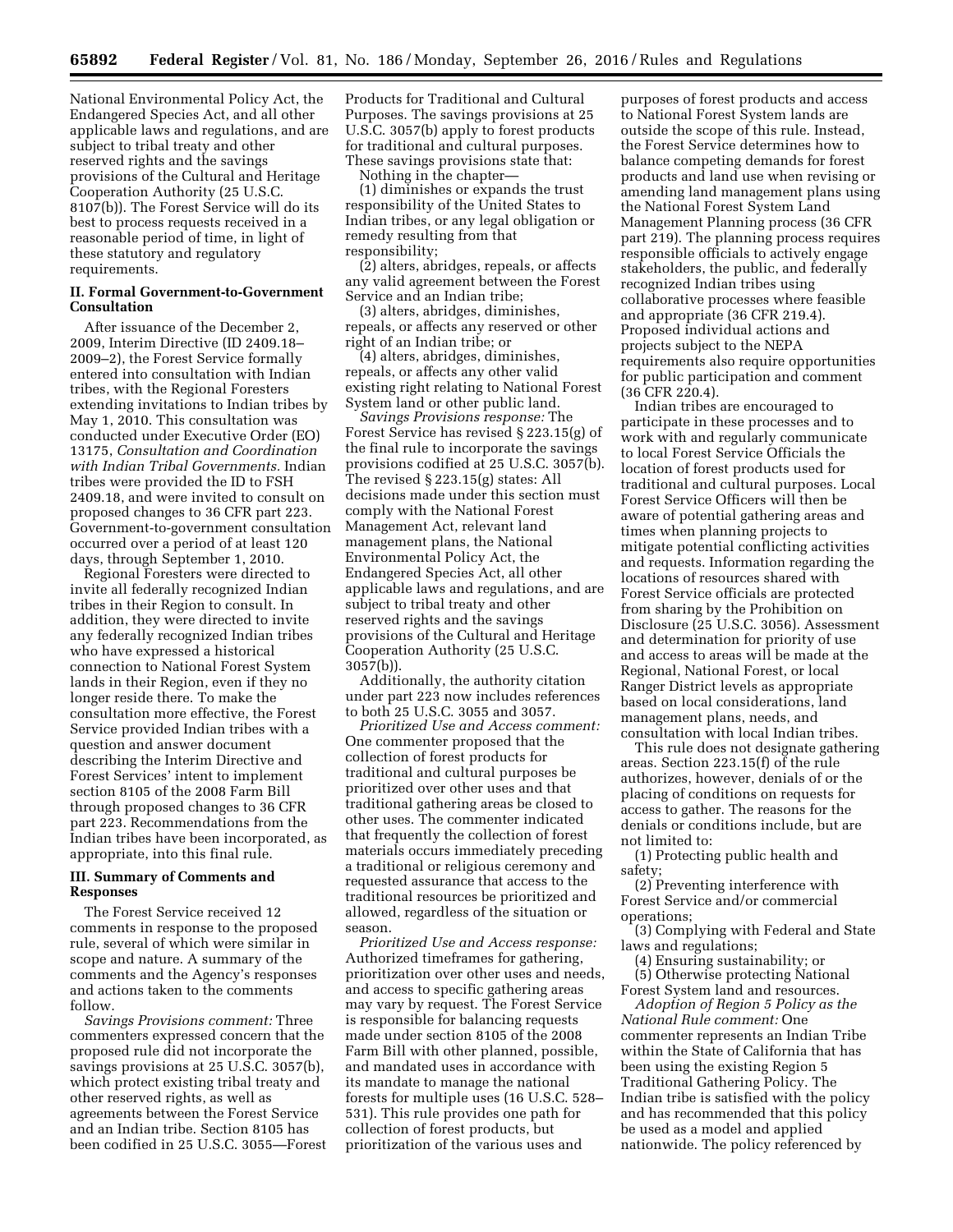National Environmental Policy Act, the Endangered Species Act, and all other applicable laws and regulations, and are subject to tribal treaty and other reserved rights and the savings provisions of the Cultural and Heritage Cooperation Authority (25 U.S.C. 8107(b)). The Forest Service will do its best to process requests received in a reasonable period of time, in light of these statutory and regulatory requirements.

## II. Formal Government-to-Government Consultation

After issuance of the December 2, 2009, Interim Directive (ID 2409.18–2009–2), the Forest Service formally entered into consultation with Indian tribes, with the Regional Foresters extending invitations to Indian tribes by May 1, 2010. This consultation was conducted under Executive Order (EO) 13175, *Consultation and Coordination with Indian Tribal Governments.* Indian tribes were provided the ID to FSH 2409.18, and were invited to consult on proposed changes to 36 CFR part 223. Government-to-government consultation occurred over a period of at least 120 days, through September 1, 2010.

Regional Foresters were directed to invite all federally recognized Indian tribes in their Region to consult. In addition, they were directed to invite any federally recognized Indian tribes who have expressed a historical connection to National Forest System lands in their Region, even if they no longer reside there. To make the consultation more effective, the Forest Service provided Indian tribes with a question and answer document describing the Interim Directive and Forest Services' intent to implement section 8105 of the 2008 Farm Bill through proposed changes to 36 CFR part 223. Recommendations from the Indian tribes have been incorporated, as appropriate, into this final rule.

## III. Summary of Comments and Responses

The Forest Service received 12 comments in response to the proposed rule, several of which were similar in scope and nature. A summary of the comments and the Agency's responses and actions taken to the comments follow.

*Savings Provisions comment:* Three commenters expressed concern that the proposed rule did not incorporate the savings provisions at 25 U.S.C. 3057(b), which protect existing tribal treaty and other reserved rights, as well as agreements between the Forest Service and an Indian tribe. Section 8105 has been codified in 25 U.S.C. 3055—Forest Products for Traditional and Cultural Purposes. The savings provisions at 25 U.S.C. 3057(b) apply to forest products for traditional and cultural purposes. These savings provisions state that:

Nothing in the chapter—

(1) diminishes or expands the trust responsibility of the United States to Indian tribes, or any legal obligation or remedy resulting from that responsibility;

(2) alters, abridges, repeals, or affects any valid agreement between the Forest Service and an Indian tribe;

(3) alters, abridges, diminishes, repeals, or affects any reserved or other right of an Indian tribe; or

(4) alters, abridges, diminishes, repeals, or affects any other valid existing right relating to National Forest System land or other public land.

*Savings Provisions response:* The Forest Service has revised § 223.15(g) of the final rule to incorporate the savings provisions codified at 25 U.S.C. 3057(b). The revised § 223.15(g) states: All decisions made under this section must comply with the National Forest Management Act, relevant land management plans, the National Environmental Policy Act, the Endangered Species Act, all other applicable laws and regulations, and are subject to tribal treaty and other reserved rights and the savings provisions of the Cultural and Heritage Cooperation Authority (25 U.S.C. 3057(b)).

Additionally, the authority citation under part 223 now includes references to both 25 U.S.C. 3055 and 3057.

*Prioritized Use and Access comment:* One commenter proposed that the collection of forest products for traditional and cultural purposes be prioritized over other uses and that traditional gathering areas be closed to other uses. The commenter indicated that frequently the collection of forest materials occurs immediately preceding a traditional or religious ceremony and requested assurance that access to the traditional resources be prioritized and allowed, regardless of the situation or season.

*Prioritized Use and Access response:* Authorized timeframes for gathering, prioritization over other uses and needs, and access to specific gathering areas may vary by request. The Forest Service is responsible for balancing requests made under section 8105 of the 2008 Farm Bill with other planned, possible, and mandated uses in accordance with its mandate to manage the national forests for multiple uses (16 U.S.C. 528–531). This rule provides one path for collection of forest products, but prioritization of the various uses and purposes of forest products and access to National Forest System lands are outside the scope of this rule. Instead, the Forest Service determines how to balance competing demands for forest products and land use when revising or amending land management plans using the National Forest System Land Management Planning process (36 CFR part 219). The planning process requires responsible officials to actively engage stakeholders, the public, and federally recognized Indian tribes using collaborative processes where feasible and appropriate (36 CFR 219.4). Proposed individual actions and projects subject to the NEPA requirements also require opportunities for public participation and comment (36 CFR 220.4).

Indian tribes are encouraged to participate in these processes and to work with and regularly communicate to local Forest Service Officials the location of forest products used for traditional and cultural purposes. Local Forest Service Officers will then be aware of potential gathering areas and times when planning projects to mitigate potential conflicting activities and requests. Information regarding the locations of resources shared with Forest Service officials are protected from sharing by the Prohibition on Disclosure (25 U.S.C. 3056). Assessment and determination for priority of use and access to areas will be made at the Regional, National Forest, or local Ranger District levels as appropriate based on local considerations, land management plans, needs, and consultation with local Indian tribes.

This rule does not designate gathering areas. Section 223.15(f) of the rule authorizes, however, denials of or the placing of conditions on requests for access to gather. The reasons for the denials or conditions include, but are not limited to:

(1) Protecting public health and safety;

(2) Preventing interference with Forest Service and/or commercial operations;

(3) Complying with Federal and State laws and regulations;

(4) Ensuring sustainability; or

(5) Otherwise protecting National Forest System land and resources.

*Adoption of Region 5 Policy as the National Rule comment:* One commenter represents an Indian Tribe within the State of California that has been using the existing Region 5 Traditional Gathering Policy. The Indian tribe is satisfied with the policy and has recommended that this policy be used as a model and applied nationwide. The policy referenced by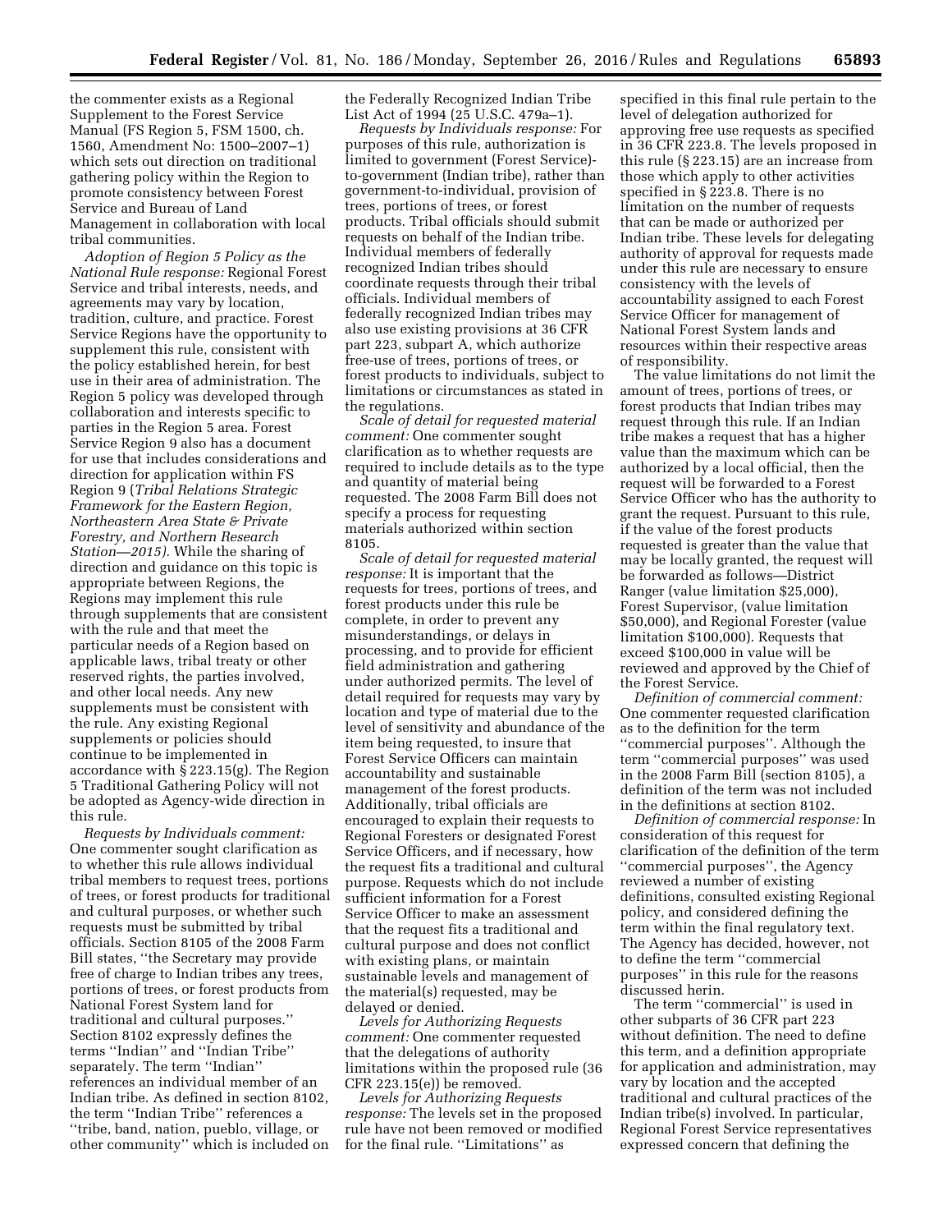the commenter exists as a Regional Supplement to the Forest Service Manual (FS Region 5, FSM 1500, ch. 1560, Amendment No: 1500–2007–1) which sets out direction on traditional gathering policy within the Region to promote consistency between Forest Service and Bureau of Land Management in collaboration with local tribal communities.

*Adoption of Region 5 Policy as the National Rule response:* Regional Forest Service and tribal interests, needs, and agreements may vary by location, tradition, culture, and practice. Forest Service Regions have the opportunity to supplement this rule, consistent with the policy established herein, for best use in their area of administration. The Region 5 policy was developed through collaboration and interests specific to parties in the Region 5 area. Forest Service Region 9 also has a document for use that includes considerations and direction for application within FS Region 9 (*Tribal Relations Strategic Framework for the Eastern Region, Northeastern Area State & Private Forestry, and Northern Research Station—2015).* While the sharing of direction and guidance on this topic is appropriate between Regions, the Regions may implement this rule through supplements that are consistent with the rule and that meet the particular needs of a Region based on applicable laws, tribal treaty or other reserved rights, the parties involved, and other local needs. Any new supplements must be consistent with the rule. Any existing Regional supplements or policies should continue to be implemented in accordance with § 223.15(g). The Region 5 Traditional Gathering Policy will not be adopted as Agency-wide direction in this rule.

*Requests by Individuals comment:* One commenter sought clarification as to whether this rule allows individual tribal members to request trees, portions of trees, or forest products for traditional and cultural purposes, or whether such requests must be submitted by tribal officials. Section 8105 of the 2008 Farm Bill states, ''the Secretary may provide free of charge to Indian tribes any trees, portions of trees, or forest products from National Forest System land for traditional and cultural purposes.'' Section 8102 expressly defines the terms ''Indian'' and ''Indian Tribe'' separately. The term ''Indian'' references an individual member of an Indian tribe. As defined in section 8102, the term ''Indian Tribe'' references a ''tribe, band, nation, pueblo, village, or other community'' which is included on the Federally Recognized Indian Tribe List Act of 1994 (25 U.S.C. 479a–1).

*Requests by Individuals response:* For purposes of this rule, authorization is limited to government (Forest Service)-to-government (Indian tribe), rather than government-to-individual, provision of trees, portions of trees, or forest products. Tribal officials should submit requests on behalf of the Indian tribe. Individual members of federally recognized Indian tribes should coordinate requests through their tribal officials. Individual members of federally recognized Indian tribes may also use existing provisions at 36 CFR part 223, subpart A, which authorize free-use of trees, portions of trees, or forest products to individuals, subject to limitations or circumstances as stated in the regulations.

*Scale of detail for requested material comment:* One commenter sought clarification as to whether requests are required to include details as to the type and quantity of material being requested. The 2008 Farm Bill does not specify a process for requesting materials authorized within section 8105.

*Scale of detail for requested material response:* It is important that the requests for trees, portions of trees, and forest products under this rule be complete, in order to prevent any misunderstandings, or delays in processing, and to provide for efficient field administration and gathering under authorized permits. The level of detail required for requests may vary by location and type of material due to the level of sensitivity and abundance of the item being requested, to insure that Forest Service Officers can maintain accountability and sustainable management of the forest products. Additionally, tribal officials are encouraged to explain their requests to Regional Foresters or designated Forest Service Officers, and if necessary, how the request fits a traditional and cultural purpose. Requests which do not include sufficient information for a Forest Service Officer to make an assessment that the request fits a traditional and cultural purpose and does not conflict with existing plans, or maintain sustainable levels and management of the material(s) requested, may be delayed or denied.

*Levels for Authorizing Requests comment:* One commenter requested that the delegations of authority limitations within the proposed rule (36 CFR 223.15(e)) be removed.

*Levels for Authorizing Requests response:* The levels set in the proposed rule have not been removed or modified for the final rule. ''Limitations'' as specified in this final rule pertain to the level of delegation authorized for approving free use requests as specified in 36 CFR 223.8. The levels proposed in this rule (§ 223.15) are an increase from those which apply to other activities specified in § 223.8. There is no limitation on the number of requests that can be made or authorized per Indian tribe. These levels for delegating authority of approval for requests made under this rule are necessary to ensure consistency with the levels of accountability assigned to each Forest Service Officer for management of National Forest System lands and resources within their respective areas of responsibility.

The value limitations do not limit the amount of trees, portions of trees, or forest products that Indian tribes may request through this rule. If an Indian tribe makes a request that has a higher value than the maximum which can be authorized by a local official, then the request will be forwarded to a Forest Service Officer who has the authority to grant the request. Pursuant to this rule, if the value of the forest products requested is greater than the value that may be locally granted, the request will be forwarded as follows—District Ranger (value limitation $25,000), Forest Supervisor, (value limitation $50,000), and Regional Forester (value limitation $100,000). Requests that exceed $100,000 in value will be reviewed and approved by the Chief of the Forest Service.

*Definition of commercial comment:* One commenter requested clarification as to the definition for the term ''commercial purposes''. Although the term ''commercial purposes'' was used in the 2008 Farm Bill (section 8105), a definition of the term was not included in the definitions at section 8102.

*Definition of commercial response:* In consideration of this request for clarification of the definition of the term ''commercial purposes'', the Agency reviewed a number of existing definitions, consulted existing Regional policy, and considered defining the term within the final regulatory text. The Agency has decided, however, not to define the term ''commercial purposes'' in this rule for the reasons discussed herin.

The term ''commercial'' is used in other subparts of 36 CFR part 223 without definition. The need to define this term, and a definition appropriate for application and administration, may vary by location and the accepted traditional and cultural practices of the Indian tribe(s) involved. In particular, Regional Forest Service representatives expressed concern that defining the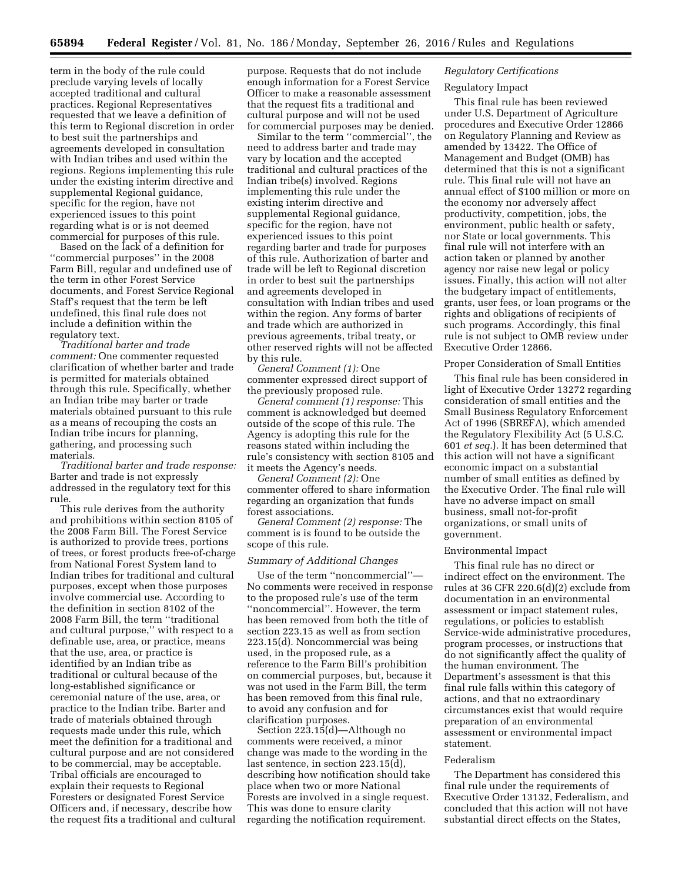term in the body of the rule could preclude varying levels of locally accepted traditional and cultural practices. Regional Representatives requested that we leave a definition of this term to Regional discretion in order to best suit the partnerships and agreements developed in consultation with Indian tribes and used within the regions. Regions implementing this rule under the existing interim directive and supplemental Regional guidance, specific for the region, have not experienced issues to this point regarding what is or is not deemed commercial for purposes of this rule.

Based on the lack of a definition for ''commercial purposes'' in the 2008 Farm Bill, regular and undefined use of the term in other Forest Service documents, and Forest Service Regional Staff's request that the term be left undefined, this final rule does not include a definition within the regulatory text.

*Traditional barter and trade comment:* One commenter requested clarification of whether barter and trade is permitted for materials obtained through this rule. Specifically, whether an Indian tribe may barter or trade materials obtained pursuant to this rule as a means of recouping the costs an Indian tribe incurs for planning, gathering, and processing such materials.

*Traditional barter and trade response:* Barter and trade is not expressly addressed in the regulatory text for this rule.

This rule derives from the authority and prohibitions within section 8105 of the 2008 Farm Bill. The Forest Service is authorized to provide trees, portions of trees, or forest products free-of-charge from National Forest System land to Indian tribes for traditional and cultural purposes, except when those purposes involve commercial use. According to the definition in section 8102 of the 2008 Farm Bill, the term ''traditional and cultural purpose,'' with respect to a definable use, area, or practice, means that the use, area, or practice is identified by an Indian tribe as traditional or cultural because of the long-established significance or ceremonial nature of the use, area, or practice to the Indian tribe. Barter and trade of materials obtained through requests made under this rule, which meet the definition for a traditional and cultural purpose and are not considered to be commercial, may be acceptable. Tribal officials are encouraged to explain their requests to Regional Foresters and designated Forest Service Officers and, if necessary, describe how the request fits a traditional and cultural purpose. Requests that do not include enough information for a Forest Service Officer to make a reasonable assessment that the request fits a traditional and cultural purpose and will not be used for commercial purposes may be denied.

Similar to the term ''commercial'', the need to address barter and trade may vary by location and the accepted traditional and cultural practices of the Indian tribe(s) involved. Regions implementing this rule under the existing interim directive and supplemental Regional guidance, specific for the region, have not experienced issues to this point regarding barter and trade for purposes of this rule. Authorization of barter and trade will be left to Regional discretion in order to best suit the partnerships and agreements developed in consultation with Indian tribes and used within the region. Any forms of barter and trade which are authorized in previous agreements, tribal treaty, or other reserved rights will not be affected by this rule.

*General Comment (1):* One commenter expressed direct support of the previously proposed rule.

*General comment (1) response:* This comment is acknowledged but deemed outside of the scope of this rule. The Agency is adopting this rule for the reasons stated within including the rule's consistency with section 8105 and it meets the Agency's needs.

*General Comment (2):* One commenter offered to share information regarding an organization that funds forest associations.

*General Comment (2) response:* The comment is is found to be outside the scope of this rule.

### *Summary of Additional Changes*

Use of the term ''noncommercial''—No comments were received in response to the proposed rule's use of the term ''noncommercial''. However, the term has been removed from both the title of section 223.15 as well as from section 223.15(d). Noncommercial was being used, in the proposed rule, as a reference to the Farm Bill's prohibition on commercial purposes, but, because it was not used in the Farm Bill, the term has been removed from this final rule, to avoid any confusion and for clarification purposes.

Section 223.15(d)—Although no comments were received, a minor change was made to the wording in the last sentence, in section 223.15(d), describing how notification should take place when two or more National Forests are involved in a single request. This was done to ensure clarity regarding the notification requirement.

### *Regulatory Certifications*

#### Regulatory Impact

This final rule has been reviewed under U.S. Department of Agriculture procedures and Executive Order 12866 on Regulatory Planning and Review as amended by 13422. The Office of Management and Budget (OMB) has determined that this is not a significant rule. This final rule will not have an annual effect of $100 million or more on the economy nor adversely affect productivity, competition, jobs, the environment, public health or safety, nor State or local governments. This final rule will not interfere with an action taken or planned by another agency nor raise new legal or policy issues. Finally, this action will not alter the budgetary impact of entitlements, grants, user fees, or loan programs or the rights and obligations of recipients of such programs. Accordingly, this final rule is not subject to OMB review under Executive Order 12866.

#### Proper Consideration of Small Entities

This final rule has been considered in light of Executive Order 13272 regarding consideration of small entities and the Small Business Regulatory Enforcement Act of 1996 (SBREFA), which amended the Regulatory Flexibility Act (5 U.S.C. 601 *et seq.*). It has been determined that this action will not have a significant economic impact on a substantial number of small entities as defined by the Executive Order. The final rule will have no adverse impact on small business, small not-for-profit organizations, or small units of government.

#### Environmental Impact

This final rule has no direct or indirect effect on the environment. The rules at 36 CFR 220.6(d)(2) exclude from documentation in an environmental assessment or impact statement rules, regulations, or policies to establish Service-wide administrative procedures, program processes, or instructions that do not significantly affect the quality of the human environment. The Department's assessment is that this final rule falls within this category of actions, and that no extraordinary circumstances exist that would require preparation of an environmental assessment or environmental impact statement.

#### Federalism

The Department has considered this final rule under the requirements of Executive Order 13132, Federalism, and concluded that this action will not have substantial direct effects on the States,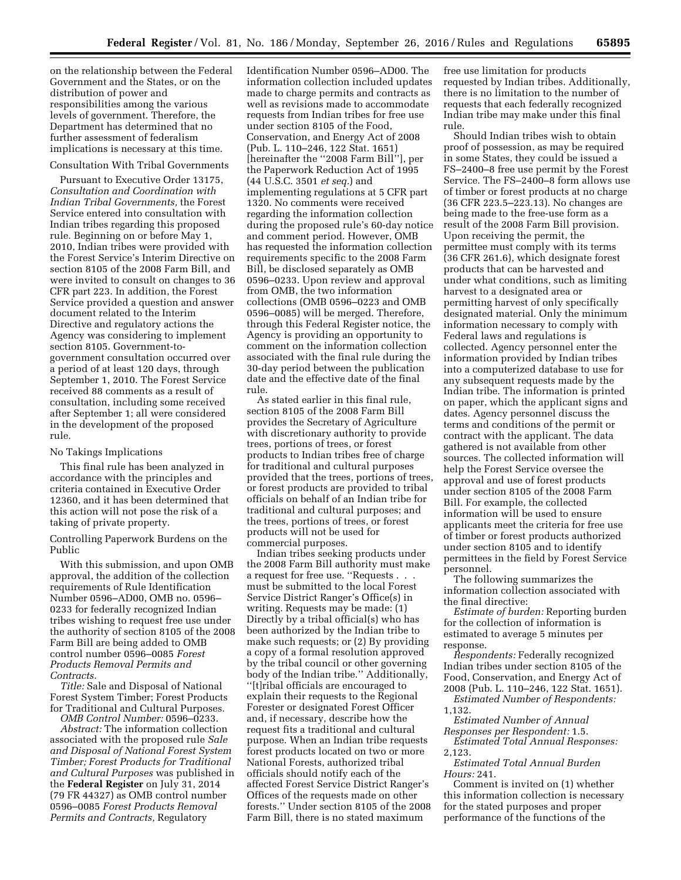on the relationship between the Federal Government and the States, or on the distribution of power and responsibilities among the various levels of government. Therefore, the Department has determined that no further assessment of federalism implications is necessary at this time.

Consultation With Tribal Governments

Pursuant to Executive Order 13175, *Consultation and Coordination with Indian Tribal Governments,* the Forest Service entered into consultation with Indian tribes regarding this proposed rule. Beginning on or before May 1, 2010, Indian tribes were provided with the Forest Service's Interim Directive on section 8105 of the 2008 Farm Bill, and were invited to consult on changes to 36 CFR part 223. In addition, the Forest Service provided a question and answer document related to the Interim Directive and regulatory actions the Agency was considering to implement section 8105. Government-to-government consultation occurred over a period of at least 120 days, through September 1, 2010. The Forest Service received 88 comments as a result of consultation, including some received after September 1; all were considered in the development of the proposed rule.

No Takings Implications

This final rule has been analyzed in accordance with the principles and criteria contained in Executive Order 12360, and it has been determined that this action will not pose the risk of a taking of private property.

Controlling Paperwork Burdens on the Public

With this submission, and upon OMB approval, the addition of the collection requirements of Rule Identification Number 0596–AD00, OMB no. 0596–0233 for federally recognized Indian tribes wishing to request free use under the authority of section 8105 of the 2008 Farm Bill are being added to OMB control number 0596–0085 *Forest Products Removal Permits and Contracts.*

*Title:* Sale and Disposal of National Forest System Timber; Forest Products for Traditional and Cultural Purposes.

*OMB Control Number:* 0596–0233.

*Abstract:* The information collection associated with the proposed rule *Sale and Disposal of National Forest System Timber; Forest Products for Traditional and Cultural Purposes* was published in the **Federal Register** on July 31, 2014 (79 FR 44327) as OMB control number 0596–0085 *Forest Products Removal Permits and Contracts,* Regulatory Identification Number 0596–AD00. The information collection included updates made to charge permits and contracts as well as revisions made to accommodate requests from Indian tribes for free use under section 8105 of the Food, Conservation, and Energy Act of 2008 (Pub. L. 110–246, 122 Stat. 1651) [hereinafter the ''2008 Farm Bill''], per the Paperwork Reduction Act of 1995 (44 U.S.C. 3501 *et seq.*) and implementing regulations at 5 CFR part 1320. No comments were received regarding the information collection during the proposed rule's 60-day notice and comment period. However, OMB has requested the information collection requirements specific to the 2008 Farm Bill, be disclosed separately as OMB 0596–0233. Upon review and approval from OMB, the two information collections (OMB 0596–0223 and OMB 0596–0085) will be merged. Therefore, through this Federal Register notice, the Agency is providing an opportunity to comment on the information collection associated with the final rule during the 30-day period between the publication date and the effective date of the final rule.

As stated earlier in this final rule, section 8105 of the 2008 Farm Bill provides the Secretary of Agriculture with discretionary authority to provide trees, portions of trees, or forest products to Indian tribes free of charge for traditional and cultural purposes provided that the trees, portions of trees, or forest products are provided to tribal officials on behalf of an Indian tribe for traditional and cultural purposes; and the trees, portions of trees, or forest products will not be used for commercial purposes.

Indian tribes seeking products under the 2008 Farm Bill authority must make a request for free use. ''Requests . . . must be submitted to the local Forest Service District Ranger's Office(s) in writing. Requests may be made: (1) Directly by a tribal official(s) who has been authorized by the Indian tribe to make such requests; or (2) By providing a copy of a formal resolution approved by the tribal council or other governing body of the Indian tribe.'' Additionally, ''[t]ribal officials are encouraged to explain their requests to the Regional Forester or designated Forest Officer and, if necessary, describe how the request fits a traditional and cultural purpose. When an Indian tribe requests forest products located on two or more National Forests, authorized tribal officials should notify each of the affected Forest Service District Ranger's Offices of the requests made on other forests.'' Under section 8105 of the 2008 Farm Bill, there is no stated maximum free use limitation for products requested by Indian tribes. Additionally, there is no limitation to the number of requests that each federally recognized Indian tribe may make under this final rule.

Should Indian tribes wish to obtain proof of possession, as may be required in some States, they could be issued a FS–2400–8 free use permit by the Forest Service. The FS–2400–8 form allows use of timber or forest products at no charge (36 CFR 223.5–223.13). No changes are being made to the free-use form as a result of the 2008 Farm Bill provision. Upon receiving the permit, the permittee must comply with its terms (36 CFR 261.6), which designate forest products that can be harvested and under what conditions, such as limiting harvest to a designated area or permitting harvest of only specifically designated material. Only the minimum information necessary to comply with Federal laws and regulations is collected. Agency personnel enter the information provided by Indian tribes into a computerized database to use for any subsequent requests made by the Indian tribe. The information is printed on paper, which the applicant signs and dates. Agency personnel discuss the terms and conditions of the permit or contract with the applicant. The data gathered is not available from other sources. The collected information will help the Forest Service oversee the approval and use of forest products under section 8105 of the 2008 Farm Bill. For example, the collected information will be used to ensure applicants meet the criteria for free use of timber or forest products authorized under section 8105 and to identify permittees in the field by Forest Service personnel.

The following summarizes the information collection associated with the final directive:

*Estimate of burden:* Reporting burden for the collection of information is estimated to average 5 minutes per response.

*Respondents:* Federally recognized Indian tribes under section 8105 of the Food, Conservation, and Energy Act of 2008 (Pub. L. 110–246, 122 Stat. 1651).

*Estimated Number of Respondents:* 1,132.

*Estimated Number of Annual Responses per Respondent:* 1.5.

*Estimated Total Annual Responses:* 2,123.

*Estimated Total Annual Burden Hours:* 241.

Comment is invited on (1) whether this information collection is necessary for the stated purposes and proper performance of the functions of the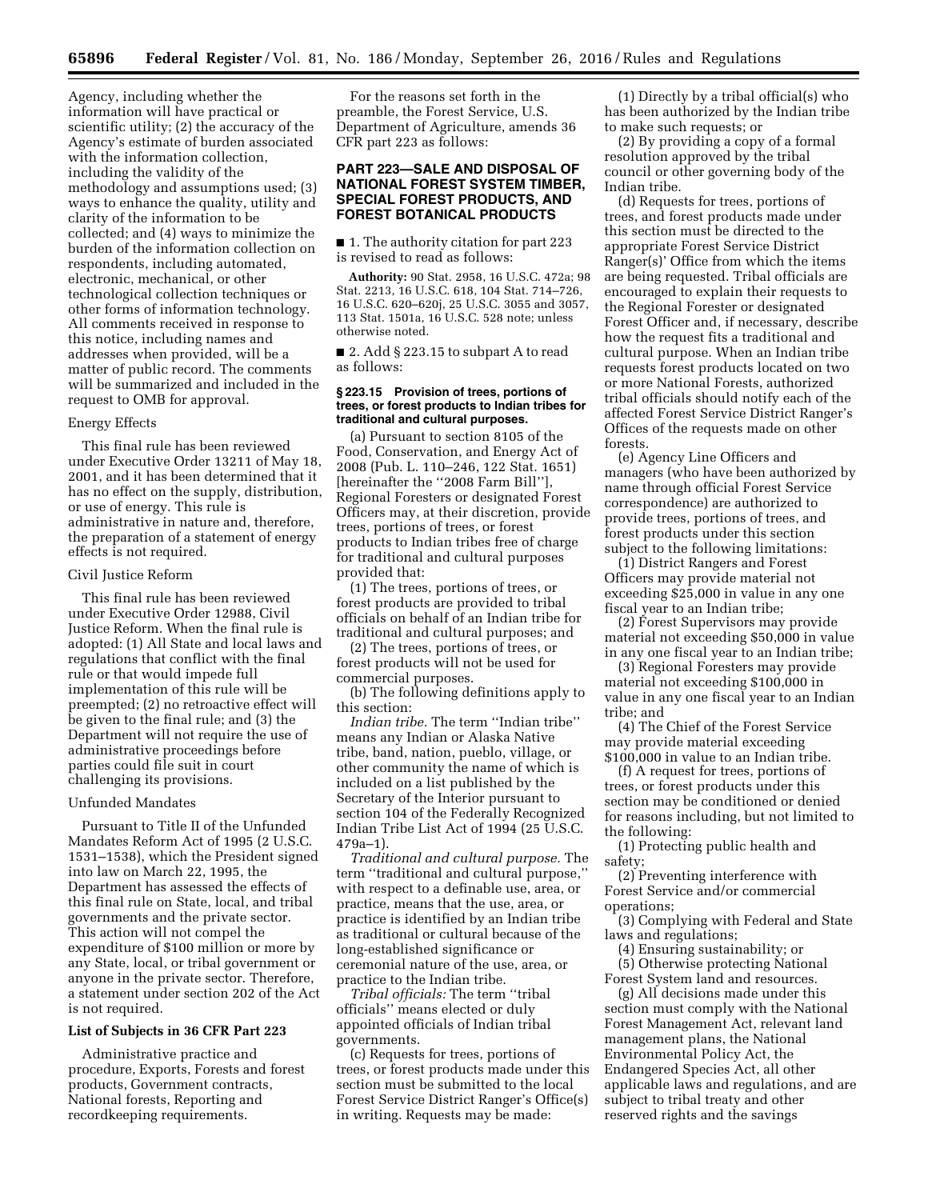Agency, including whether the information will have practical or scientific utility; (2) the accuracy of the Agency's estimate of burden associated with the information collection, including the validity of the methodology and assumptions used; (3) ways to enhance the quality, utility and clarity of the information to be collected; and (4) ways to minimize the burden of the information collection on respondents, including automated, electronic, mechanical, or other technological collection techniques or other forms of information technology. All comments received in response to this notice, including names and addresses when provided, will be a matter of public record. The comments will be summarized and included in the request to OMB for approval.

Energy Effects

This final rule has been reviewed under Executive Order 13211 of May 18, 2001, and it has been determined that it has no effect on the supply, distribution, or use of energy. This rule is administrative in nature and, therefore, the preparation of a statement of energy effects is not required.

Civil Justice Reform

This final rule has been reviewed under Executive Order 12988, Civil Justice Reform. When the final rule is adopted: (1) All State and local laws and regulations that conflict with the final rule or that would impede full implementation of this rule will be preempted; (2) no retroactive effect will be given to the final rule; and (3) the Department will not require the use of administrative proceedings before parties could file suit in court challenging its provisions.

Unfunded Mandates

Pursuant to Title II of the Unfunded Mandates Reform Act of 1995 (2 U.S.C. 1531–1538), which the President signed into law on March 22, 1995, the Department has assessed the effects of this final rule on State, local, and tribal governments and the private sector. This action will not compel the expenditure of $100 million or more by any State, local, or tribal government or anyone in the private sector. Therefore, a statement under section 202 of the Act is not required.

**List of Subjects in 36 CFR Part 223**

Administrative practice and procedure, Exports, Forests and forest products, Government contracts, National forests, Reporting and recordkeeping requirements.

For the reasons set forth in the preamble, the Forest Service, U.S. Department of Agriculture, amends 36 CFR part 223 as follows:

**PART 223—SALE AND DISPOSAL OF NATIONAL FOREST SYSTEM TIMBER, SPECIAL FOREST PRODUCTS, AND FOREST BOTANICAL PRODUCTS**

■ 1. The authority citation for part 223 is revised to read as follows:

**Authority:** 90 Stat. 2958, 16 U.S.C. 472a; 98 Stat. 2213, 16 U.S.C. 618, 104 Stat. 714–726, 16 U.S.C. 620–620j, 25 U.S.C. 3055 and 3057, 113 Stat. 1501a, 16 U.S.C. 528 note; unless otherwise noted.

■ 2. Add § 223.15 to subpart A to read as follows:

**§ 223.15 Provision of trees, portions of trees, or forest products to Indian tribes for traditional and cultural purposes.**

(a) Pursuant to section 8105 of the Food, Conservation, and Energy Act of 2008 (Pub. L. 110–246, 122 Stat. 1651) [hereinafter the "2008 Farm Bill"], Regional Foresters or designated Forest Officers may, at their discretion, provide trees, portions of trees, or forest products to Indian tribes free of charge for traditional and cultural purposes provided that:

(1) The trees, portions of trees, or forest products are provided to tribal officials on behalf of an Indian tribe for traditional and cultural purposes; and

(2) The trees, portions of trees, or forest products will not be used for commercial purposes.

(b) The following definitions apply to this section:

*Indian tribe.* The term "Indian tribe" means any Indian or Alaska Native tribe, band, nation, pueblo, village, or other community the name of which is included on a list published by the Secretary of the Interior pursuant to section 104 of the Federally Recognized Indian Tribe List Act of 1994 (25 U.S.C. 479a–1).

*Traditional and cultural purpose.* The term "traditional and cultural purpose," with respect to a definable use, area, or practice, means that the use, area, or practice is identified by an Indian tribe as traditional or cultural because of the long-established significance or ceremonial nature of the use, area, or practice to the Indian tribe.

*Tribal officials:* The term "tribal officials" means elected or duly appointed officials of Indian tribal governments.

(c) Requests for trees, portions of trees, or forest products made under this section must be submitted to the local Forest Service District Ranger's Office(s) in writing. Requests may be made:

(1) Directly by a tribal official(s) who has been authorized by the Indian tribe to make such requests; or

(2) By providing a copy of a formal resolution approved by the tribal council or other governing body of the Indian tribe.

(d) Requests for trees, portions of trees, and forest products made under this section must be directed to the appropriate Forest Service District Ranger(s)' Office from which the items are being requested. Tribal officials are encouraged to explain their requests to the Regional Forester or designated Forest Officer and, if necessary, describe how the request fits a traditional and cultural purpose. When an Indian tribe requests forest products located on two or more National Forests, authorized tribal officials should notify each of the affected Forest Service District Ranger's Offices of the requests made on other forests.

(e) Agency Line Officers and managers (who have been authorized by name through official Forest Service correspondence) are authorized to provide trees, portions of trees, and forest products under this section subject to the following limitations:

(1) District Rangers and Forest Officers may provide material not exceeding $25,000 in value in any one fiscal year to an Indian tribe;

(2) Forest Supervisors may provide material not exceeding $50,000 in value in any one fiscal year to an Indian tribe;

(3) Regional Foresters may provide material not exceeding $100,000 in value in any one fiscal year to an Indian tribe; and

(4) The Chief of the Forest Service may provide material exceeding $100,000 in value to an Indian tribe.

(f) A request for trees, portions of trees, or forest products under this section may be conditioned or denied for reasons including, but not limited to the following:

(1) Protecting public health and safety;

(2) Preventing interference with Forest Service and/or commercial operations;

(3) Complying with Federal and State laws and regulations;

(4) Ensuring sustainability; or

(5) Otherwise protecting National Forest System land and resources.

(g) All decisions made under this section must comply with the National Forest Management Act, relevant land management plans, the National Environmental Policy Act, the Endangered Species Act, all other applicable laws and regulations, and are subject to tribal treaty and other reserved rights and the savings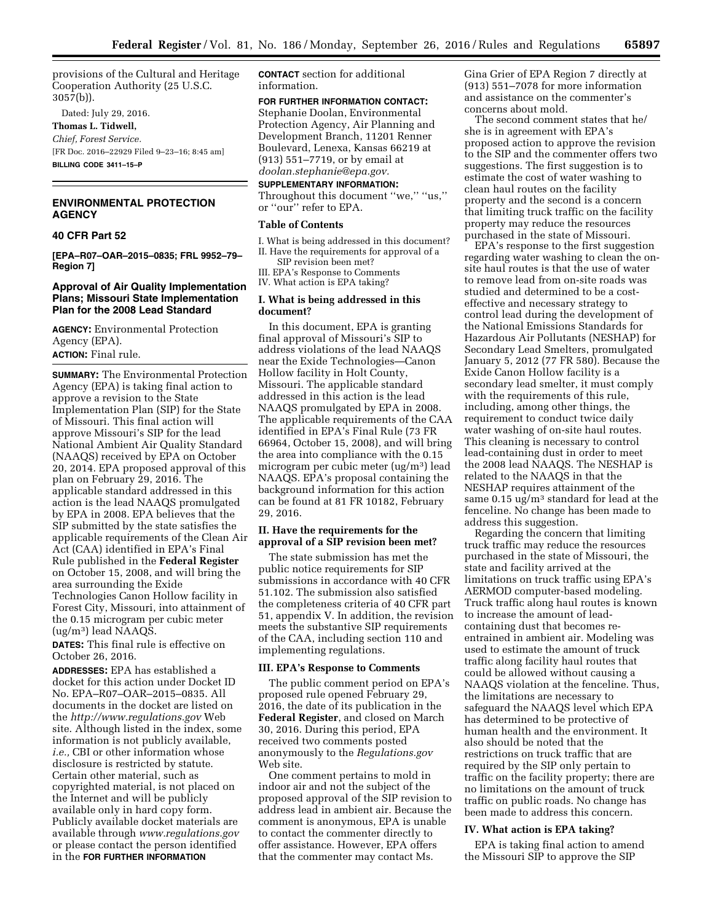provisions of the Cultural and Heritage Cooperation Authority (25 U.S.C. 3057(b)).

Dated: July 29, 2016.

**Thomas L. Tidwell,**

*Chief, Forest Service.*

[FR Doc. 2016–22929 Filed 9–23–16; 8:45 am]

**BILLING CODE 3411–15–P**

## ENVIRONMENTAL PROTECTION AGENCY

### 40 CFR Part 52

**[EPA–R07–OAR–2015–0835; FRL 9952–79–Region 7]**

### Approval of Air Quality Implementation Plans; Missouri State Implementation Plan for the 2008 Lead Standard

**AGENCY:** Environmental Protection Agency (EPA).

**ACTION:** Final rule.

**SUMMARY:** The Environmental Protection Agency (EPA) is taking final action to approve a revision to the State Implementation Plan (SIP) for the State of Missouri. This final action will approve Missouri's SIP for the lead National Ambient Air Quality Standard (NAAQS) received by EPA on October 20, 2014. EPA proposed approval of this plan on February 29, 2016. The applicable standard addressed in this action is the lead NAAQS promulgated by EPA in 2008. EPA believes that the SIP submitted by the state satisfies the applicable requirements of the Clean Air Act (CAA) identified in EPA's Final Rule published in the **Federal Register** on October 15, 2008, and will bring the area surrounding the Exide Technologies Canon Hollow facility in Forest City, Missouri, into attainment of the 0.15 microgram per cubic meter (ug/m$^3$) lead NAAQS.

**DATES:** This final rule is effective on October 26, 2016.

**ADDRESSES:** EPA has established a docket for this action under Docket ID No. EPA–R07–OAR–2015–0835. All documents in the docket are listed on the *http://www.regulations.gov* Web site. Although listed in the index, some information is not publicly available, *i.e.,* CBI or other information whose disclosure is restricted by statute. Certain other material, such as copyrighted material, is not placed on the Internet and will be publicly available only in hard copy form. Publicly available docket materials are available through *www.regulations.gov* or please contact the person identified in the **FOR FURTHER INFORMATION CONTACT** section for additional information.

**FOR FURTHER INFORMATION CONTACT:** Stephanie Doolan, Environmental Protection Agency, Air Planning and Development Branch, 11201 Renner Boulevard, Lenexa, Kansas 66219 at (913) 551–7719, or by email at *doolan.stephanie@epa.gov.*

**SUPPLEMENTARY INFORMATION:** Throughout this document "we," "us," or "our" refer to EPA.

#### Table of Contents

I. What is being addressed in this document?
II. Have the requirements for approval of a SIP revision been met?
III. EPA's Response to Comments
IV. What action is EPA taking?

#### I. What is being addressed in this document?

In this document, EPA is granting final approval of Missouri's SIP to address violations of the lead NAAQS near the Exide Technologies—Canon Hollow facility in Holt County, Missouri. The applicable standard addressed in this action is the lead NAAQS promulgated by EPA in 2008. The applicable requirements of the CAA identified in EPA's Final Rule (73 FR 66964, October 15, 2008), and will bring the area into compliance with the 0.15 microgram per cubic meter (ug/m$^3$) lead NAAQS. EPA's proposal containing the background information for this action can be found at 81 FR 10182, February 29, 2016.

#### II. Have the requirements for the approval of a SIP revision been met?

The state submission has met the public notice requirements for SIP submissions in accordance with 40 CFR 51.102. The submission also satisfied the completeness criteria of 40 CFR part 51, appendix V. In addition, the revision meets the substantive SIP requirements of the CAA, including section 110 and implementing regulations.

#### III. EPA's Response to Comments

The public comment period on EPA's proposed rule opened February 29, 2016, the date of its publication in the **Federal Register**, and closed on March 30, 2016. During this period, EPA received two comments posted anonymously to the *Regulations.gov* Web site.

One comment pertains to mold in indoor air and not the subject of the proposed approval of the SIP revision to address lead in ambient air. Because the comment is anonymous, EPA is unable to contact the commenter directly to offer assistance. However, EPA offers that the commenter may contact Ms. Gina Grier of EPA Region 7 directly at (913) 551–7078 for more information and assistance on the commenter's concerns about mold.

The second comment states that he/she is in agreement with EPA's proposed action to approve the revision to the SIP and the commenter offers two suggestions. The first suggestion is to estimate the cost of water washing to clean haul routes on the facility property and the second is a concern that limiting truck traffic on the facility property may reduce the resources purchased in the state of Missouri.

EPA's response to the first suggestion regarding water washing to clean the on-site haul routes is that the use of water to remove lead from on-site roads was studied and determined to be a cost-effective and necessary strategy to control lead during the development of the National Emissions Standards for Hazardous Air Pollutants (NESHAP) for Secondary Lead Smelters, promulgated January 5, 2012 (77 FR 580). Because the Exide Canon Hollow facility is a secondary lead smelter, it must comply with the requirements of this rule, including, among other things, the requirement to conduct twice daily water washing of on-site haul routes. This cleaning is necessary to control lead-containing dust in order to meet the 2008 lead NAAQS. The NESHAP is related to the NAAQS in that the NESHAP requires attainment of the same 0.15 ug/m$^3$ standard for lead at the fenceline. No change has been made to address this suggestion.

Regarding the concern that limiting truck traffic may reduce the resources purchased in the state of Missouri, the state and facility arrived at the limitations on truck traffic using EPA's AERMOD computer-based modeling. Truck traffic along haul routes is known to increase the amount of lead-containing dust that becomes re-entrained in ambient air. Modeling was used to estimate the amount of truck traffic along facility haul routes that could be allowed without causing a NAAQS violation at the fenceline. Thus, the limitations are necessary to safeguard the NAAQS level which EPA has determined to be protective of human health and the environment. It also should be noted that the restrictions on truck traffic that are required by the SIP only pertain to traffic on the facility property; there are no limitations on the amount of truck traffic on public roads. No change has been made to address this concern.

#### IV. What action is EPA taking?

EPA is taking final action to amend the Missouri SIP to approve the SIP